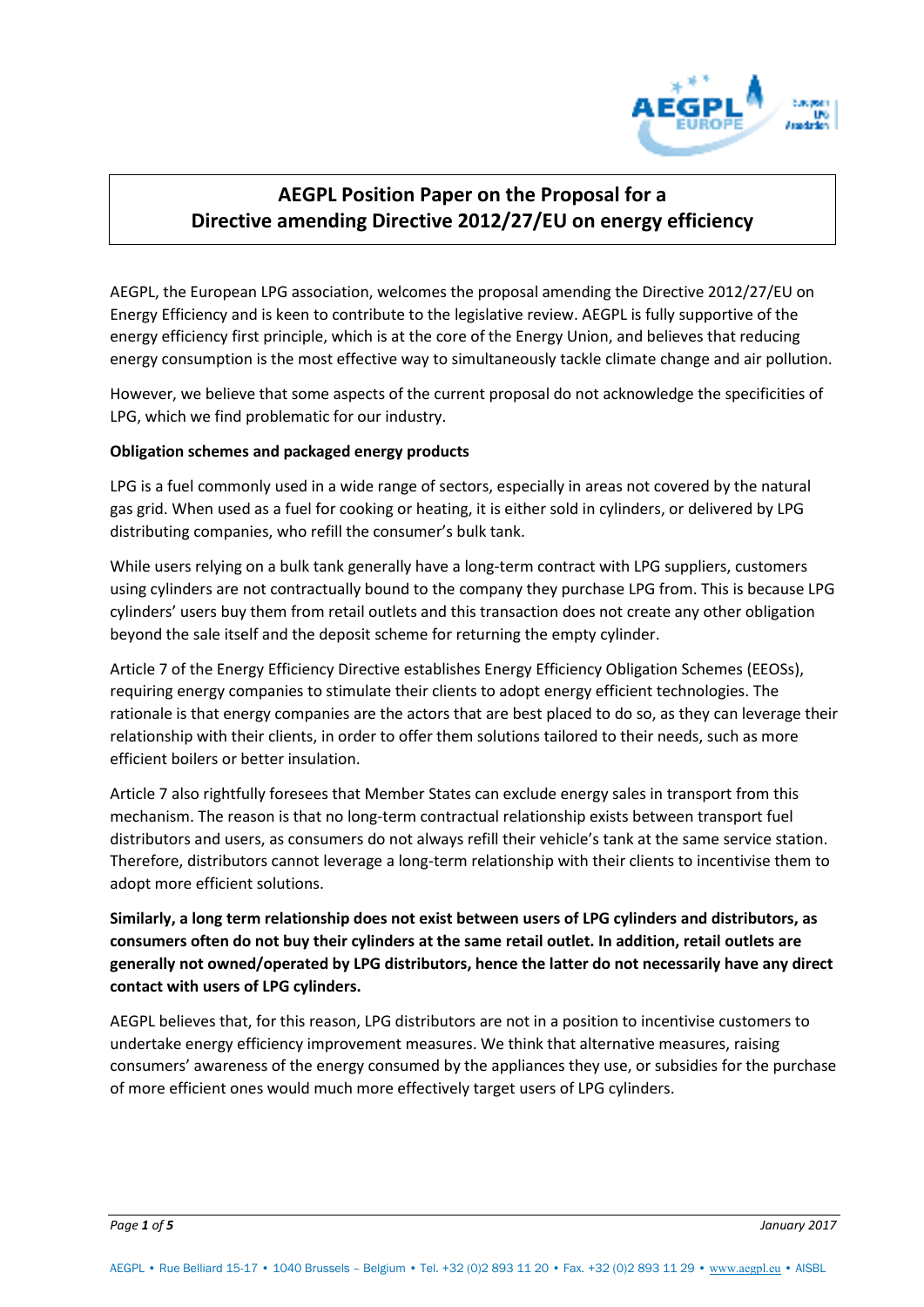# AEGPL Position Paper on the Proposal for a Directive amending Directive 2012/27/EU on energy efficiency

AEGPL, the European LPG association, welcomes the proposal amending the Directive 2012/27/EU on Energy Efficiency and is keen to contribute to the legislative review. AEGPL is fully supportive of the energy efficiency first principle, which is at the core of the Energy Union, and believes that reducing energy consumption is the most effective way to simultaneously tackle climate change and air pollution.

However, we believe that some aspects of the current proposal do not acknowledge the specificities of LPG, which we find problematic for our industry.

**Obligation schemes and packaged energy products**

LPG is a fuel commonly used in a wide range of sectors, especially in areas not covered by the natural gas grid. When used as a fuel for cooking or heating, it is either sold in cylinders, or delivered by LPG distributing companies, who refill the consumer's bulk tank.

While users relying on a bulk tank generally have a long-term contract with LPG suppliers, customers using cylinders are not contractually bound to the company they purchase LPG from. This is because LPG cylinders' users buy them from retail outlets and this transaction does not create any other obligation beyond the sale itself and the deposit scheme for returning the empty cylinder.

Article 7 of the Energy Efficiency Directive establishes Energy Efficiency Obligation Schemes (EEOSs), requiring energy companies to stimulate their clients to adopt energy efficient technologies. The rationale is that energy companies are the actors that are best placed to do so, as they can leverage their relationship with their clients, in order to offer them solutions tailored to their needs, such as more efficient boilers or better insulation.

Article 7 also rightfully foresees that Member States can exclude energy sales in transport from this mechanism. The reason is that no long-term contractual relationship exists between transport fuel distributors and users, as consumers do not always refill their vehicle's tank at the same service station. Therefore, distributors cannot leverage a long-term relationship with their clients to incentivise them to adopt more efficient solutions.

**Similarly, a long term relationship does not exist between users of LPG cylinders and distributors, as consumers often do not buy their cylinders at the same retail outlet. In addition, retail outlets are generally not owned/operated by LPG distributors, hence the latter do not necessarily have any direct contact with users of LPG cylinders.**

AEGPL believes that, for this reason, LPG distributors are not in a position to incentivise customers to undertake energy efficiency improvement measures. We think that alternative measures, raising consumers' awareness of the energy consumed by the appliances they use, or subsidies for the purchase of more efficient ones would much more effectively target users of LPG cylinders.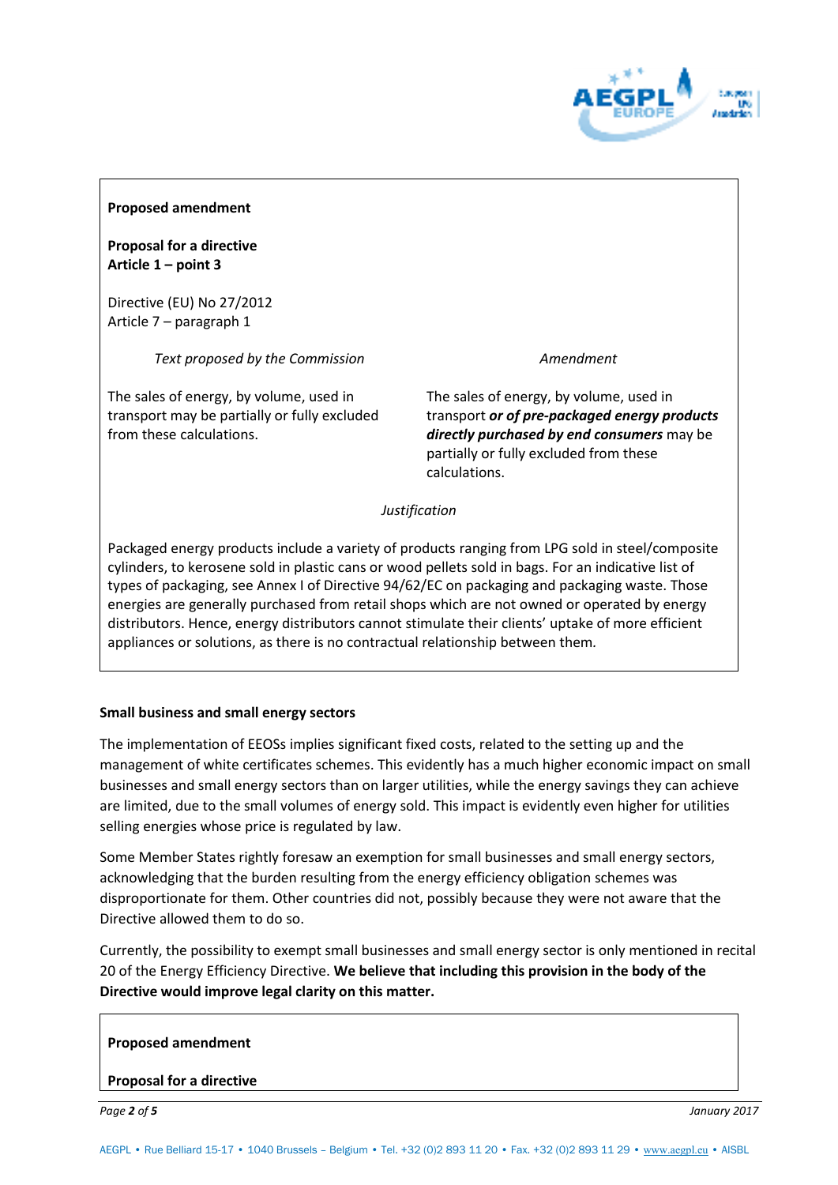**Proposed amendment**

**Proposal for a directive**
**Article 1 – point 3**

Directive (EU) No 27/2012
Article 7 – paragraph 1

| *Text proposed by the Commission* | *Amendment* |
| --- | --- |
| The sales of energy, by volume, used in transport may be partially or fully excluded from these calculations. | The sales of energy, by volume, used in transport ***or of pre-packaged energy products directly purchased by end consumers*** may be partially or fully excluded from these calculations. |

*Justification*

Packaged energy products include a variety of products ranging from LPG sold in steel/composite cylinders, to kerosene sold in plastic cans or wood pellets sold in bags. For an indicative list of types of packaging, see Annex I of Directive 94/62/EC on packaging and packaging waste. Those energies are generally purchased from retail shops which are not owned or operated by energy distributors. Hence, energy distributors cannot stimulate their clients' uptake of more efficient appliances or solutions, as there is no contractual relationship between them.

**Small business and small energy sectors**

The implementation of EEOSs implies significant fixed costs, related to the setting up and the management of white certificates schemes. This evidently has a much higher economic impact on small businesses and small energy sectors than on larger utilities, while the energy savings they can achieve are limited, due to the small volumes of energy sold. This impact is evidently even higher for utilities selling energies whose price is regulated by law.

Some Member States rightly foresaw an exemption for small businesses and small energy sectors, acknowledging that the burden resulting from the energy efficiency obligation schemes was disproportionate for them. Other countries did not, possibly because they were not aware that the Directive allowed them to do so.

Currently, the possibility to exempt small businesses and small energy sector is only mentioned in recital 20 of the Energy Efficiency Directive. **We believe that including this provision in the body of the Directive would improve legal clarity on this matter.**

**Proposed amendment**

**Proposal for a directive**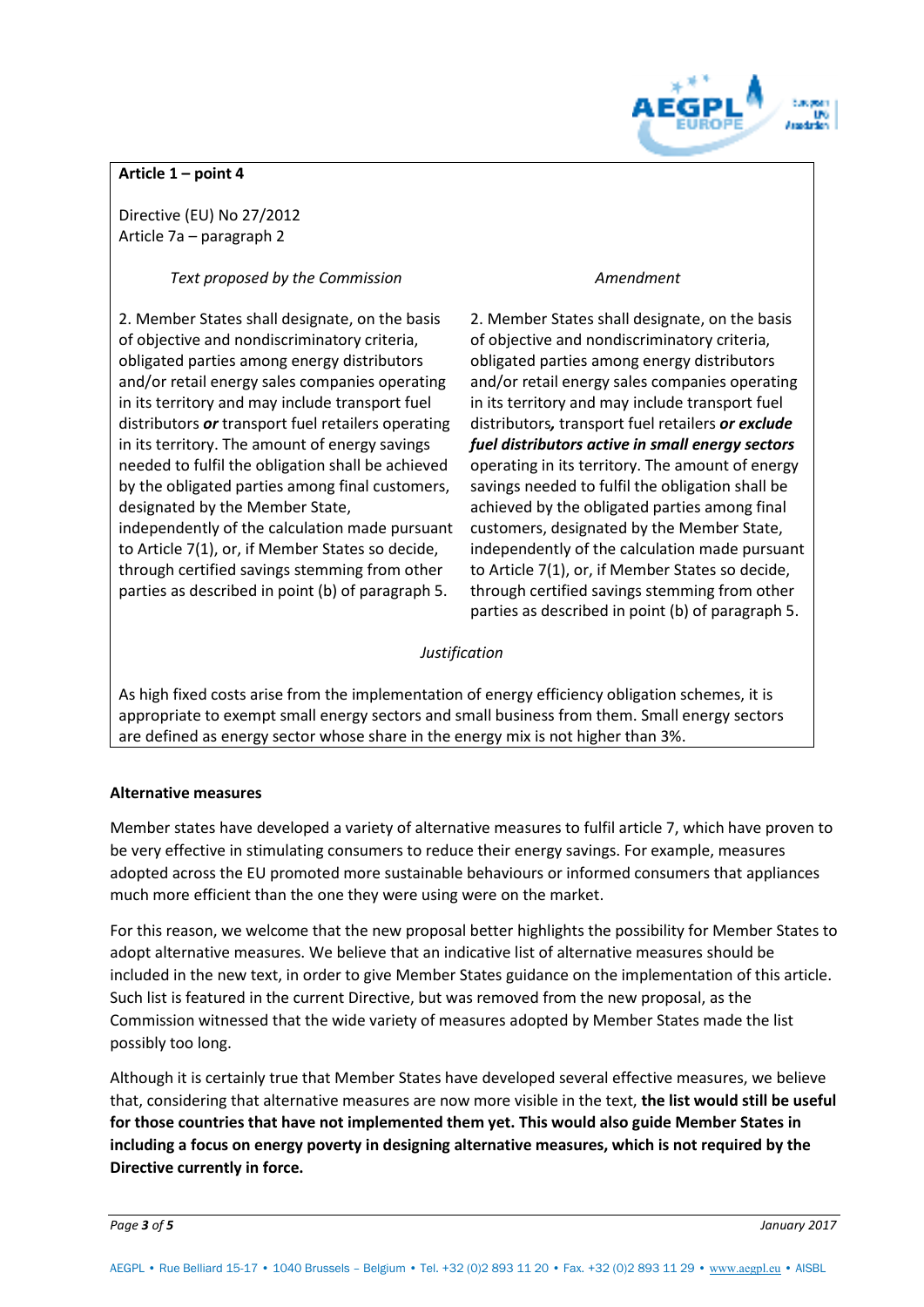**Article 1 – point 4**

Directive (EU) No 27/2012
Article 7a – paragraph 2

| *Text proposed by the Commission* | *Amendment* |
|---|---|
| 2. Member States shall designate, on the basis of objective and nondiscriminatory criteria, obligated parties among energy distributors and/or retail energy sales companies operating in its territory and may include transport fuel distributors ***or*** transport fuel retailers operating in its territory. The amount of energy savings needed to fulfil the obligation shall be achieved by the obligated parties among final customers, designated by the Member State, independently of the calculation made pursuant to Article 7(1), or, if Member States so decide, through certified savings stemming from other parties as described in point (b) of paragraph 5. | 2. Member States shall designate, on the basis of objective and nondiscriminatory criteria, obligated parties among energy distributors and/or retail energy sales companies operating in its territory and may include transport fuel distributors***,*** transport fuel retailers ***or exclude fuel distributors active in small energy sectors*** operating in its territory. The amount of energy savings needed to fulfil the obligation shall be achieved by the obligated parties among final customers, designated by the Member State, independently of the calculation made pursuant to Article 7(1), or, if Member States so decide, through certified savings stemming from other parties as described in point (b) of paragraph 5. |

*Justification*

As high fixed costs arise from the implementation of energy efficiency obligation schemes, it is appropriate to exempt small energy sectors and small business from them. Small energy sectors are defined as energy sector whose share in the energy mix is not higher than 3%.

**Alternative measures**

Member states have developed a variety of alternative measures to fulfil article 7, which have proven to be very effective in stimulating consumers to reduce their energy savings. For example, measures adopted across the EU promoted more sustainable behaviours or informed consumers that appliances much more efficient than the one they were using were on the market.

For this reason, we welcome that the new proposal better highlights the possibility for Member States to adopt alternative measures. We believe that an indicative list of alternative measures should be included in the new text, in order to give Member States guidance on the implementation of this article. Such list is featured in the current Directive, but was removed from the new proposal, as the Commission witnessed that the wide variety of measures adopted by Member States made the list possibly too long.

Although it is certainly true that Member States have developed several effective measures, we believe that, considering that alternative measures are now more visible in the text, **the list would still be useful for those countries that have not implemented them yet. This would also guide Member States in including a focus on energy poverty in designing alternative measures, which is not required by the Directive currently in force.**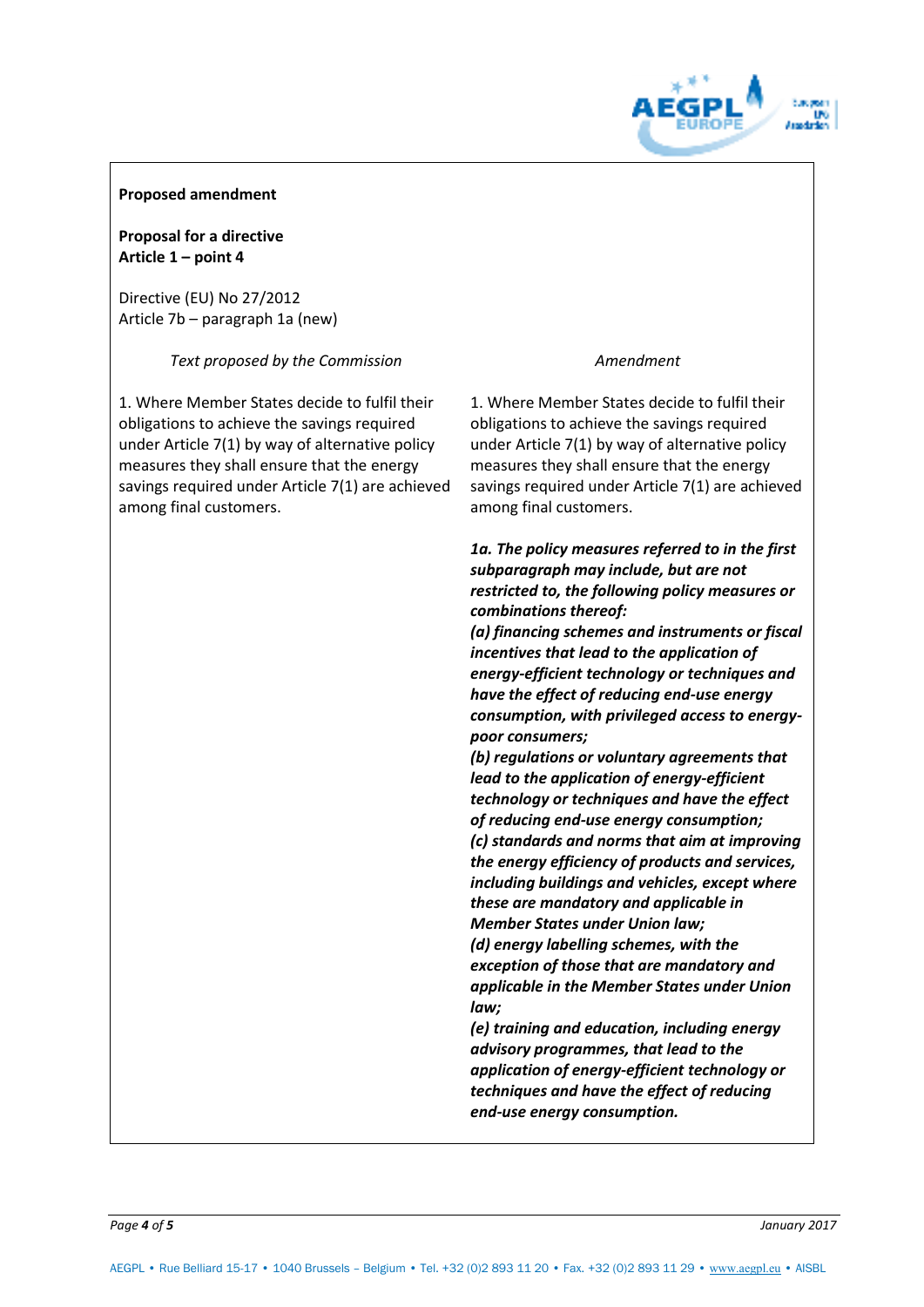**Proposed amendment**

**Proposal for a directive**
**Article 1 – point 4**

Directive (EU) No 27/2012
Article 7b – paragraph 1a (new)

| *Text proposed by the Commission* | *Amendment* |
| --- | --- |
| 1. Where Member States decide to fulfil their obligations to achieve the savings required under Article 7(1) by way of alternative policy measures they shall ensure that the energy savings required under Article 7(1) are achieved among final customers. | 1. Where Member States decide to fulfil their obligations to achieve the savings required under Article 7(1) by way of alternative policy measures they shall ensure that the energy savings required under Article 7(1) are achieved among final customers. |
| | ***1a. The policy measures referred to in the first subparagraph may include, but are not restricted to, the following policy measures or combinations thereof:*** ***(a) financing schemes and instruments or fiscal incentives that lead to the application of energy-efficient technology or techniques and have the effect of reducing end-use energy consumption, with privileged access to energy-poor consumers;*** ***(b) regulations or voluntary agreements that lead to the application of energy-efficient technology or techniques and have the effect of reducing end-use energy consumption;*** ***(c) standards and norms that aim at improving the energy efficiency of products and services, including buildings and vehicles, except where these are mandatory and applicable in Member States under Union law;*** ***(d) energy labelling schemes, with the exception of those that are mandatory and applicable in the Member States under Union law;*** ***(e) training and education, including energy advisory programmes, that lead to the application of energy-efficient technology or techniques and have the effect of reducing end-use energy consumption.*** |

January 2017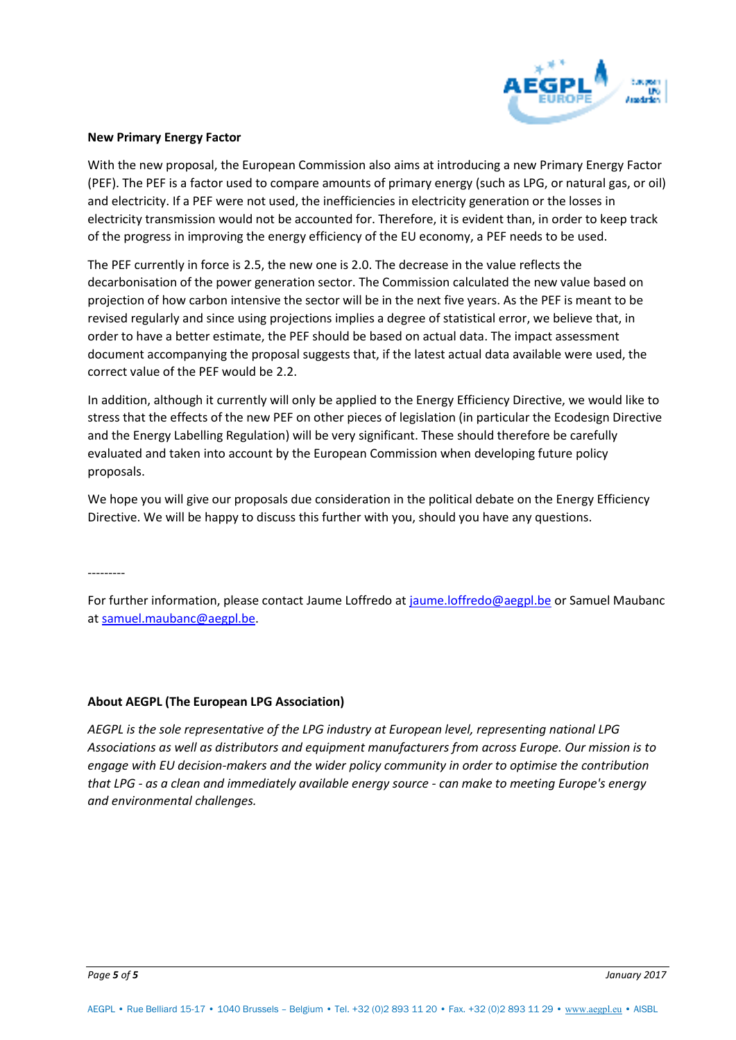**New Primary Energy Factor**

With the new proposal, the European Commission also aims at introducing a new Primary Energy Factor (PEF). The PEF is a factor used to compare amounts of primary energy (such as LPG, or natural gas, or oil) and electricity. If a PEF were not used, the inefficiencies in electricity generation or the losses in electricity transmission would not be accounted for. Therefore, it is evident than, in order to keep track of the progress in improving the energy efficiency of the EU economy, a PEF needs to be used.

The PEF currently in force is 2.5, the new one is 2.0. The decrease in the value reflects the decarbonisation of the power generation sector. The Commission calculated the new value based on projection of how carbon intensive the sector will be in the next five years. As the PEF is meant to be revised regularly and since using projections implies a degree of statistical error, we believe that, in order to have a better estimate, the PEF should be based on actual data. The impact assessment document accompanying the proposal suggests that, if the latest actual data available were used, the correct value of the PEF would be 2.2.

In addition, although it currently will only be applied to the Energy Efficiency Directive, we would like to stress that the effects of the new PEF on other pieces of legislation (in particular the Ecodesign Directive and the Energy Labelling Regulation) will be very significant. These should therefore be carefully evaluated and taken into account by the European Commission when developing future policy proposals.

We hope you will give our proposals due consideration in the political debate on the Energy Efficiency Directive. We will be happy to discuss this further with you, should you have any questions.

---------

For further information, please contact Jaume Loffredo at jaume.loffredo@aegpl.be or Samuel Maubanc at samuel.maubanc@aegpl.be.

**About AEGPL (The European LPG Association)**

*AEGPL is the sole representative of the LPG industry at European level, representing national LPG Associations as well as distributors and equipment manufacturers from across Europe. Our mission is to engage with EU decision-makers and the wider policy community in order to optimise the contribution that LPG - as a clean and immediately available energy source - can make to meeting Europe's energy and environmental challenges.*